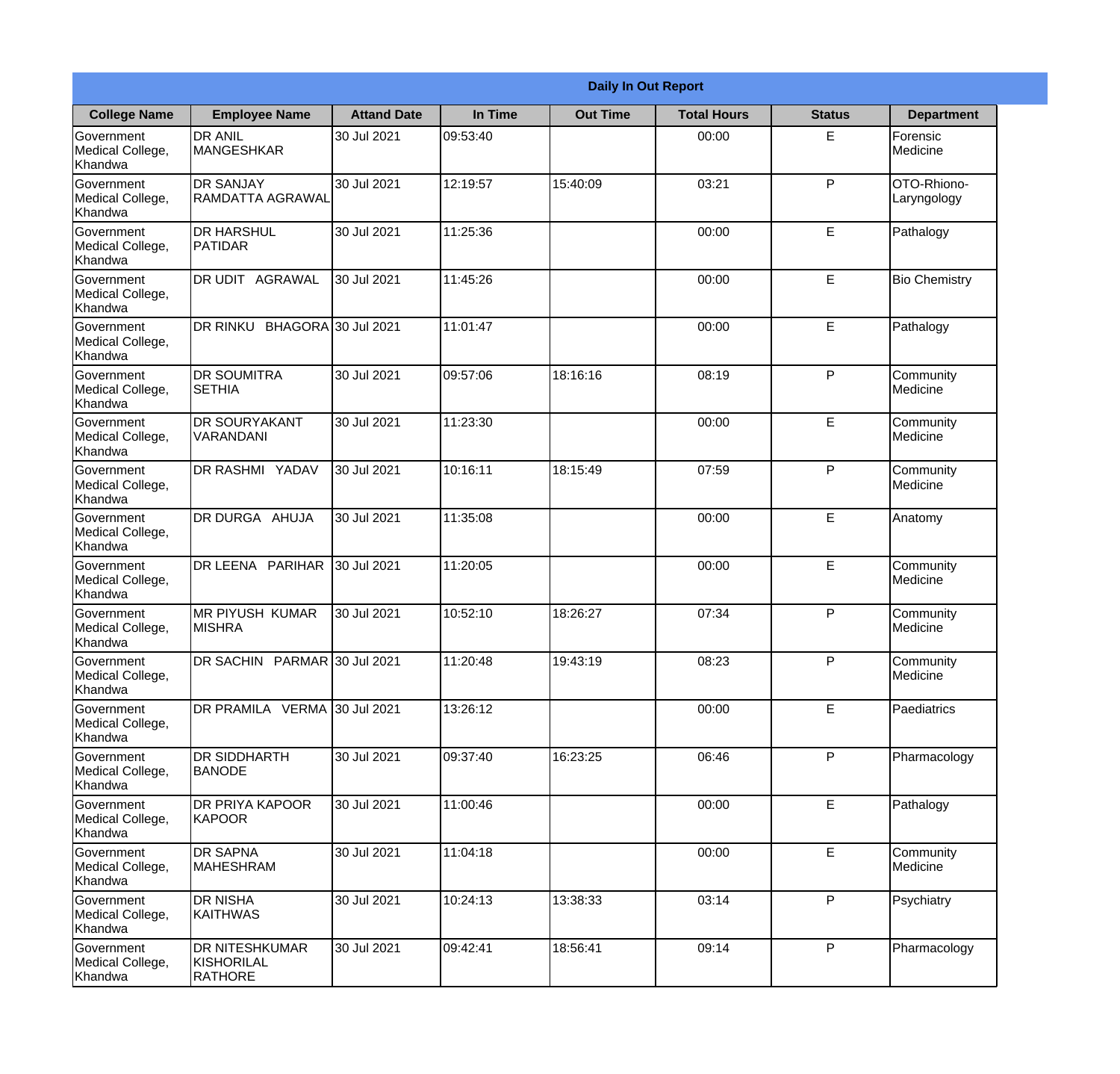**Daily In Out Report**

| College Name | Employee Name | Attand Date | In Time | Out Time | Total Hours | Status | Department |
|---|---|---|---|---|---|---|---|
| Government Medical College, Khandwa | DR ANIL MANGESHKAR | 30 Jul 2021 | 09:53:40 | | 00:00 | E | Forensic Medicine |
| Government Medical College, Khandwa | DR SANJAY RAMDATTA AGRAWAL | 30 Jul 2021 | 12:19:57 | 15:40:09 | 03:21 | P | OTO-Rhiono-Laryngology |
| Government Medical College, Khandwa | DR HARSHUL PATIDAR | 30 Jul 2021 | 11:25:36 | | 00:00 | E | Pathalogy |
| Government Medical College, Khandwa | DR UDIT AGRAWAL | 30 Jul 2021 | 11:45:26 | | 00:00 | E | Bio Chemistry |
| Government Medical College, Khandwa | DR RINKU BHAGORA | 30 Jul 2021 | 11:01:47 | | 00:00 | E | Pathalogy |
| Government Medical College, Khandwa | DR SOUMITRA SETHIA | 30 Jul 2021 | 09:57:06 | 18:16:16 | 08:19 | P | Community Medicine |
| Government Medical College, Khandwa | DR SOURYAKANT VARANDANI | 30 Jul 2021 | 11:23:30 | | 00:00 | E | Community Medicine |
| Government Medical College, Khandwa | DR RASHMI YADAV | 30 Jul 2021 | 10:16:11 | 18:15:49 | 07:59 | P | Community Medicine |
| Government Medical College, Khandwa | DR DURGA AHUJA | 30 Jul 2021 | 11:35:08 | | 00:00 | E | Anatomy |
| Government Medical College, Khandwa | DR LEENA PARIHAR | 30 Jul 2021 | 11:20:05 | | 00:00 | E | Community Medicine |
| Government Medical College, Khandwa | MR PIYUSH KUMAR MISHRA | 30 Jul 2021 | 10:52:10 | 18:26:27 | 07:34 | P | Community Medicine |
| Government Medical College, Khandwa | DR SACHIN PARMAR | 30 Jul 2021 | 11:20:48 | 19:43:19 | 08:23 | P | Community Medicine |
| Government Medical College, Khandwa | DR PRAMILA VERMA | 30 Jul 2021 | 13:26:12 | | 00:00 | E | Paediatrics |
| Government Medical College, Khandwa | DR SIDDHARTH BANODE | 30 Jul 2021 | 09:37:40 | 16:23:25 | 06:46 | P | Pharmacology |
| Government Medical College, Khandwa | DR PRIYA KAPOOR KAPOOR | 30 Jul 2021 | 11:00:46 | | 00:00 | E | Pathalogy |
| Government Medical College, Khandwa | DR SAPNA MAHESHRAM | 30 Jul 2021 | 11:04:18 | | 00:00 | E | Community Medicine |
| Government Medical College, Khandwa | DR NISHA KAITHWAS | 30 Jul 2021 | 10:24:13 | 13:38:33 | 03:14 | P | Psychiatry |
| Government Medical College, Khandwa | DR NITESHKUMAR KISHORILAL RATHORE | 30 Jul 2021 | 09:42:41 | 18:56:41 | 09:14 | P | Pharmacology |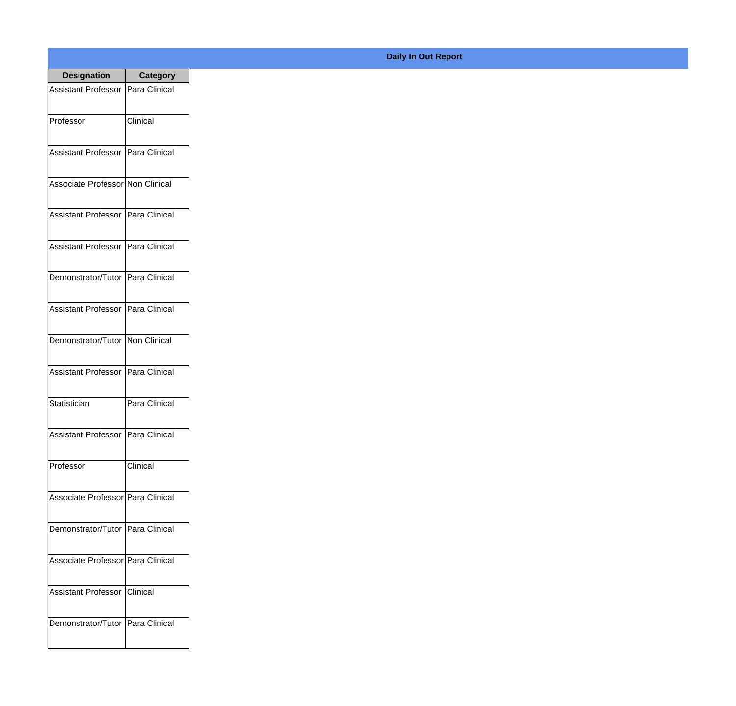**Daily In Out Report**

| Designation | Category |
|---|---|
| Assistant Professor | Para Clinical |
| Professor | Clinical |
| Assistant Professor | Para Clinical |
| Associate Professor | Non Clinical |
| Assistant Professor | Para Clinical |
| Assistant Professor | Para Clinical |
| Demonstrator/Tutor | Para Clinical |
| Assistant Professor | Para Clinical |
| Demonstrator/Tutor | Non Clinical |
| Assistant Professor | Para Clinical |
| Statistician | Para Clinical |
| Assistant Professor | Para Clinical |
| Professor | Clinical |
| Associate Professor | Para Clinical |
| Demonstrator/Tutor | Para Clinical |
| Associate Professor | Para Clinical |
| Assistant Professor | Clinical |
| Demonstrator/Tutor | Para Clinical |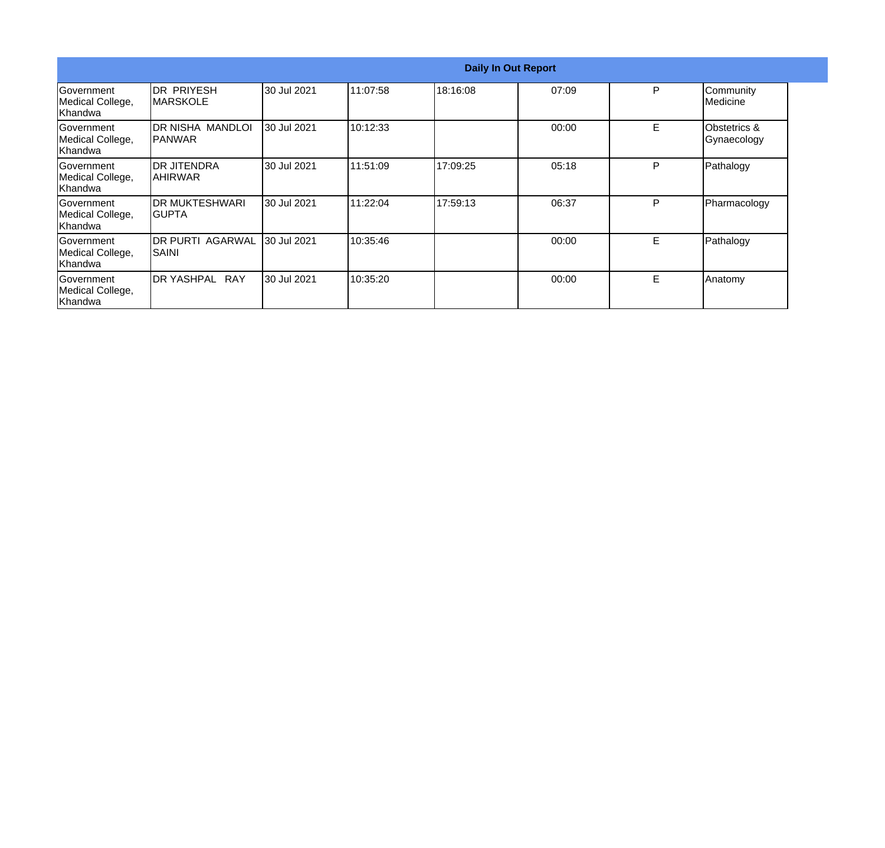| Daily In Out Report | | | | | | | |
|---|---|---|---|---|---|---|---|
| Government Medical College, Khandwa | DR PRIYESH MARSKOLE | 30 Jul 2021 | 11:07:58 | 18:16:08 | 07:09 | P | Community Medicine |
| Government Medical College, Khandwa | DR NISHA MANDLOI PANWAR | 30 Jul 2021 | 10:12:33 | | 00:00 | E | Obstetrics & Gynaecology |
| Government Medical College, Khandwa | DR JITENDRA AHIRWAR | 30 Jul 2021 | 11:51:09 | 17:09:25 | 05:18 | P | Pathalogy |
| Government Medical College, Khandwa | DR MUKTESHWARI GUPTA | 30 Jul 2021 | 11:22:04 | 17:59:13 | 06:37 | P | Pharmacology |
| Government Medical College, Khandwa | DR PURTI AGARWAL SAINI | 30 Jul 2021 | 10:35:46 | | 00:00 | E | Pathalogy |
| Government Medical College, Khandwa | DR YASHPAL RAY | 30 Jul 2021 | 10:35:20 | | 00:00 | E | Anatomy |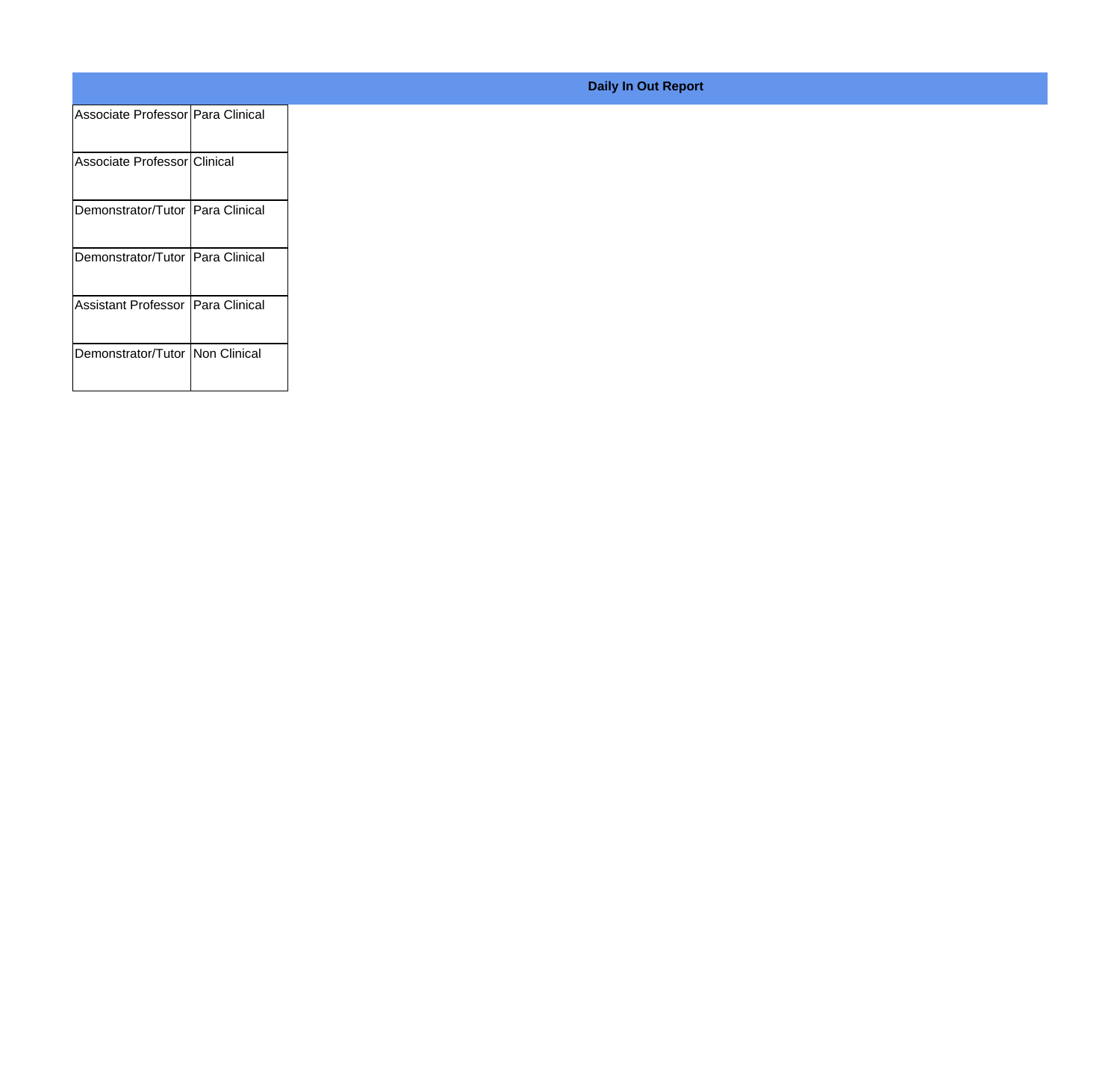**Daily In Out Report**

| | |
|---|---|
| Associate Professor | Para Clinical |
| Associate Professor | Clinical |
| Demonstrator/Tutor | Para Clinical |
| Demonstrator/Tutor | Para Clinical |
| Assistant Professor | Para Clinical |
| Demonstrator/Tutor | Non Clinical |